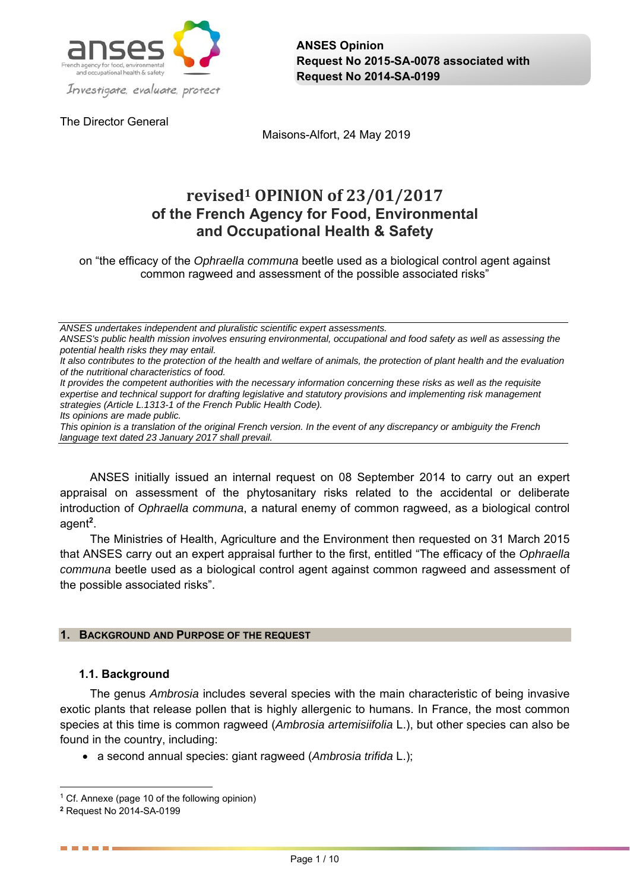**ANSES Opinion**
**Request No 2015-SA-0078 associated with**
**Request No 2014-SA-0199**

The Director General

Maisons-Alfort, 24 May 2019

# revised[1] OPINION of 23/01/2017 of the French Agency for Food, Environmental and Occupational Health & Safety

on "the efficacy of the *Ophraella communa* beetle used as a biological control agent against common ragweed and assessment of the possible associated risks"

---

*ANSES undertakes independent and pluralistic scientific expert assessments.*
*ANSES's public health mission involves ensuring environmental, occupational and food safety as well as assessing the potential health risks they may entail.*
*It also contributes to the protection of the health and welfare of animals, the protection of plant health and the evaluation of the nutritional characteristics of food.*
*It provides the competent authorities with the necessary information concerning these risks as well as the requisite expertise and technical support for drafting legislative and statutory provisions and implementing risk management strategies (Article L.1313-1 of the French Public Health Code).*
*Its opinions are made public.*
*This opinion is a translation of the original French version. In the event of any discrepancy or ambiguity the French language text dated 23 January 2017 shall prevail.*

---

ANSES initially issued an internal request on 08 September 2014 to carry out an expert appraisal on assessment of the phytosanitary risks related to the accidental or deliberate introduction of *Ophraella communa*, a natural enemy of common ragweed, as a biological control agent[2].

The Ministries of Health, Agriculture and the Environment then requested on 31 March 2015 that ANSES carry out an expert appraisal further to the first, entitled "The efficacy of the *Ophraella communa* beetle used as a biological control agent against common ragweed and assessment of the possible associated risks".

## 1. Background and Purpose of the Request

### 1.1. Background

The genus *Ambrosia* includes several species with the main characteristic of being invasive exotic plants that release pollen that is highly allergenic to humans. In France, the most common species at this time is common ragweed (*Ambrosia artemisiifolia* L.), but other species can also be found in the country, including:

- a second annual species: giant ragweed (*Ambrosia trifida* L.);

---

[1] Cf. Annexe (page 10 of the following opinion)

[2] Request No 2014-SA-0199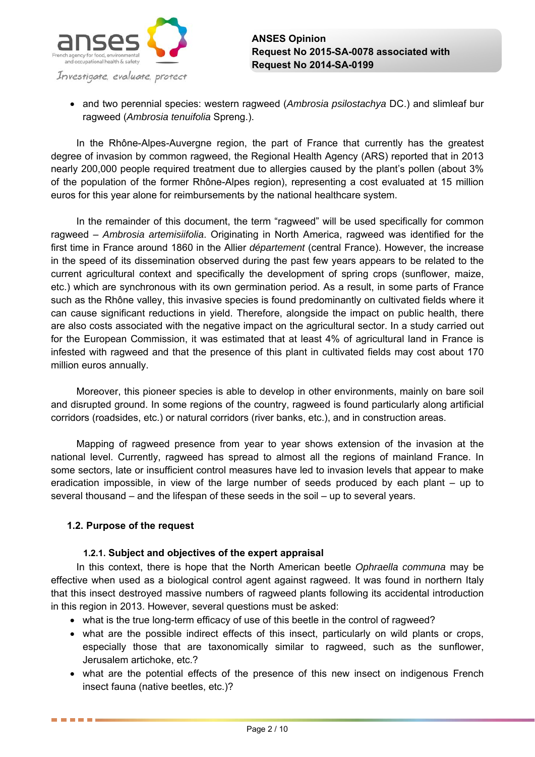- and two perennial species: western ragweed (*Ambrosia psilostachya* DC.) and slimleaf bur ragweed (*Ambrosia tenuifolia* Spreng.).

In the Rhône-Alpes-Auvergne region, the part of France that currently has the greatest degree of invasion by common ragweed, the Regional Health Agency (ARS) reported that in 2013 nearly 200,000 people required treatment due to allergies caused by the plant's pollen (about 3% of the population of the former Rhône-Alpes region), representing a cost evaluated at 15 million euros for this year alone for reimbursements by the national healthcare system.

In the remainder of this document, the term "ragweed" will be used specifically for common ragweed – *Ambrosia artemisiifolia*. Originating in North America, ragweed was identified for the first time in France around 1860 in the Allier *département* (central France). However, the increase in the speed of its dissemination observed during the past few years appears to be related to the current agricultural context and specifically the development of spring crops (sunflower, maize, etc.) which are synchronous with its own germination period. As a result, in some parts of France such as the Rhône valley, this invasive species is found predominantly on cultivated fields where it can cause significant reductions in yield. Therefore, alongside the impact on public health, there are also costs associated with the negative impact on the agricultural sector. In a study carried out for the European Commission, it was estimated that at least 4% of agricultural land in France is infested with ragweed and that the presence of this plant in cultivated fields may cost about 170 million euros annually.

Moreover, this pioneer species is able to develop in other environments, mainly on bare soil and disrupted ground. In some regions of the country, ragweed is found particularly along artificial corridors (roadsides, etc.) or natural corridors (river banks, etc.), and in construction areas.

Mapping of ragweed presence from year to year shows extension of the invasion at the national level. Currently, ragweed has spread to almost all the regions of mainland France. In some sectors, late or insufficient control measures have led to invasion levels that appear to make eradication impossible, in view of the large number of seeds produced by each plant – up to several thousand – and the lifespan of these seeds in the soil – up to several years.

## 1.2. Purpose of the request

### 1.2.1. Subject and objectives of the expert appraisal

In this context, there is hope that the North American beetle *Ophraella communa* may be effective when used as a biological control agent against ragweed. It was found in northern Italy that this insect destroyed massive numbers of ragweed plants following its accidental introduction in this region in 2013. However, several questions must be asked:

- what is the true long-term efficacy of use of this beetle in the control of ragweed?
- what are the possible indirect effects of this insect, particularly on wild plants or crops, especially those that are taxonomically similar to ragweed, such as the sunflower, Jerusalem artichoke, etc.?
- what are the potential effects of the presence of this new insect on indigenous French insect fauna (native beetles, etc.)?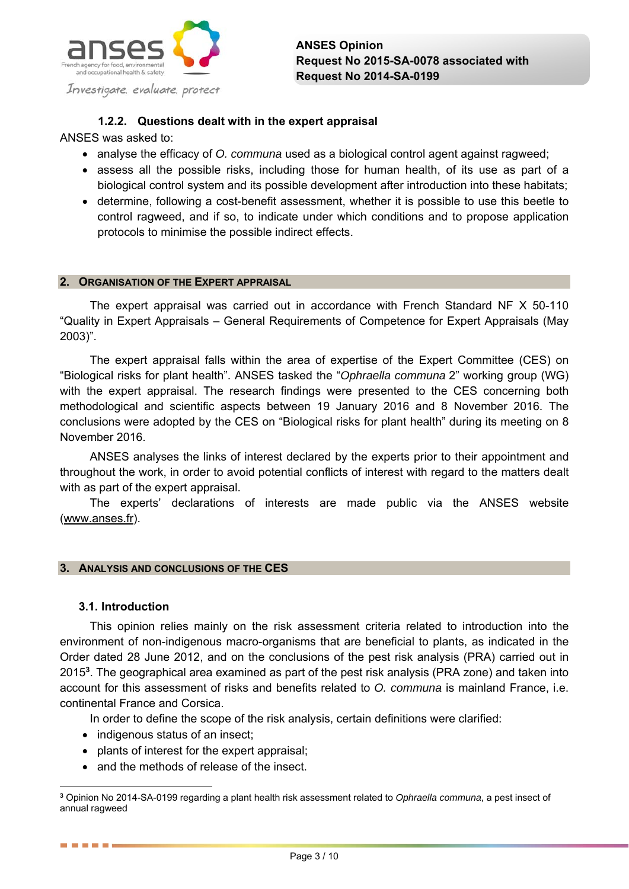### 1.2.2. Questions dealt with in the expert appraisal

ANSES was asked to:

- analyse the efficacy of *O. communa* used as a biological control agent against ragweed;
- assess all the possible risks, including those for human health, of its use as part of a biological control system and its possible development after introduction into these habitats;
- determine, following a cost-benefit assessment, whether it is possible to use this beetle to control ragweed, and if so, to indicate under which conditions and to propose application protocols to minimise the possible indirect effects.

## 2. Organisation of the Expert Appraisal

The expert appraisal was carried out in accordance with French Standard NF X 50-110 "Quality in Expert Appraisals – General Requirements of Competence for Expert Appraisals (May 2003)".

The expert appraisal falls within the area of expertise of the Expert Committee (CES) on "Biological risks for plant health". ANSES tasked the "*Ophraella communa* 2" working group (WG) with the expert appraisal. The research findings were presented to the CES concerning both methodological and scientific aspects between 19 January 2016 and 8 November 2016. The conclusions were adopted by the CES on "Biological risks for plant health" during its meeting on 8 November 2016.

ANSES analyses the links of interest declared by the experts prior to their appointment and throughout the work, in order to avoid potential conflicts of interest with regard to the matters dealt with as part of the expert appraisal.

The experts' declarations of interests are made public via the ANSES website (www.anses.fr).

## 3. Analysis and Conclusions of the CES

### 3.1. Introduction

This opinion relies mainly on the risk assessment criteria related to introduction into the environment of non-indigenous macro-organisms that are beneficial to plants, as indicated in the Order dated 28 June 2012, and on the conclusions of the pest risk analysis (PRA) carried out in 2015[3]. The geographical area examined as part of the pest risk analysis (PRA zone) and taken into account for this assessment of risks and benefits related to *O. communa* is mainland France, i.e. continental France and Corsica.

In order to define the scope of the risk analysis, certain definitions were clarified:

- indigenous status of an insect;
- plants of interest for the expert appraisal;
- and the methods of release of the insect.

[3] Opinion No 2014-SA-0199 regarding a plant health risk assessment related to *Ophraella communa*, a pest insect of annual ragweed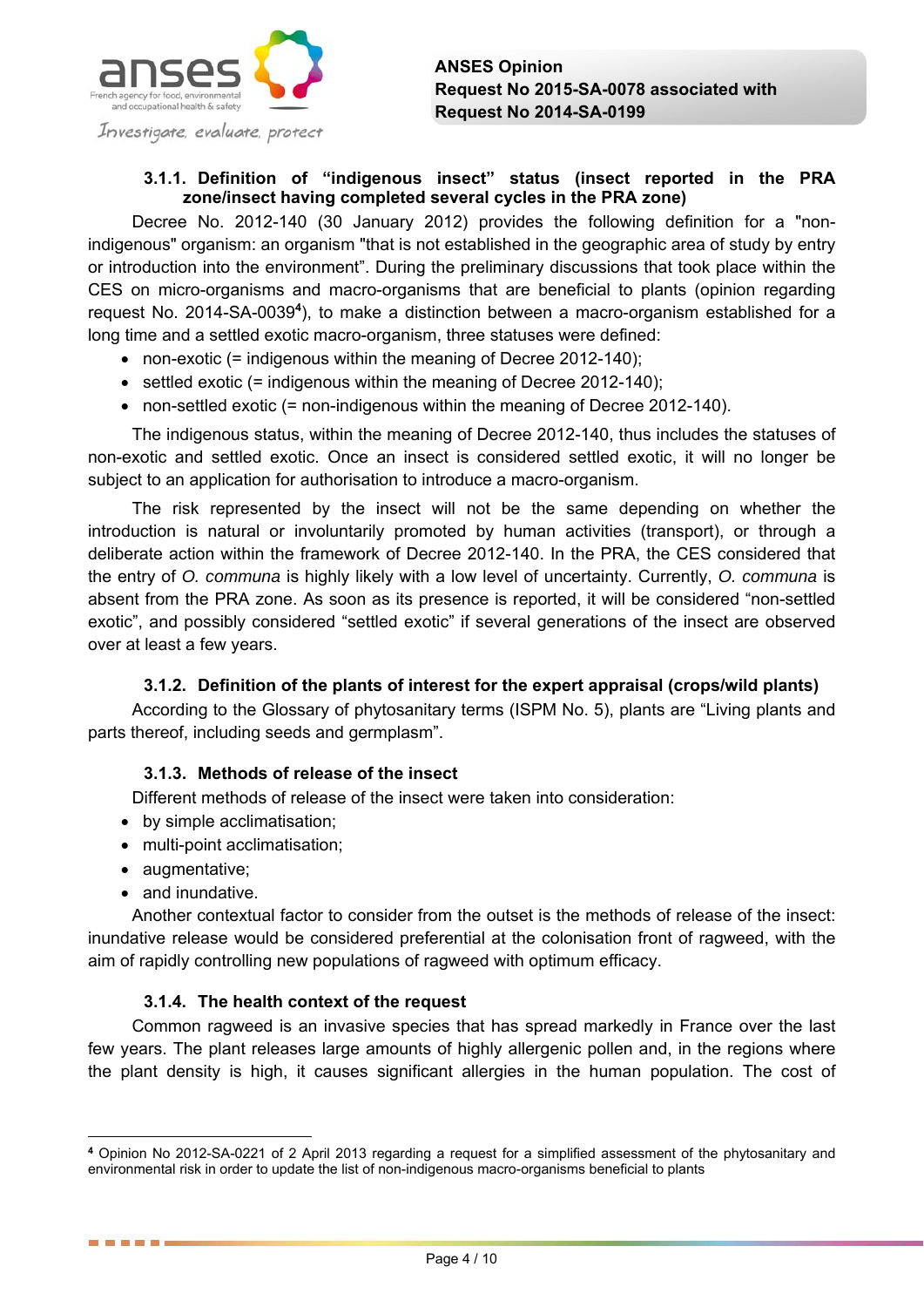#### 3.1.1. Definition of "indigenous insect" status (insect reported in the PRA zone/insect having completed several cycles in the PRA zone)

Decree No. 2012-140 (30 January 2012) provides the following definition for a "non-indigenous" organism: an organism "that is not established in the geographic area of study by entry or introduction into the environment". During the preliminary discussions that took place within the CES on micro-organisms and macro-organisms that are beneficial to plants (opinion regarding request No. 2014-SA-0039[4]), to make a distinction between a macro-organism established for a long time and a settled exotic macro-organism, three statuses were defined:

- non-exotic (= indigenous within the meaning of Decree 2012-140);
- settled exotic (= indigenous within the meaning of Decree 2012-140);
- non-settled exotic (= non-indigenous within the meaning of Decree 2012-140).

The indigenous status, within the meaning of Decree 2012-140, thus includes the statuses of non-exotic and settled exotic. Once an insect is considered settled exotic, it will no longer be subject to an application for authorisation to introduce a macro-organism.

The risk represented by the insect will not be the same depending on whether the introduction is natural or involuntarily promoted by human activities (transport), or through a deliberate action within the framework of Decree 2012-140. In the PRA, the CES considered that the entry of *O. communa* is highly likely with a low level of uncertainty. Currently, *O. communa* is absent from the PRA zone. As soon as its presence is reported, it will be considered "non-settled exotic", and possibly considered "settled exotic" if several generations of the insect are observed over at least a few years.

#### 3.1.2. Definition of the plants of interest for the expert appraisal (crops/wild plants)

According to the Glossary of phytosanitary terms (ISPM No. 5), plants are "Living plants and parts thereof, including seeds and germplasm".

#### 3.1.3. Methods of release of the insect

Different methods of release of the insect were taken into consideration:

- by simple acclimatisation;
- multi-point acclimatisation;
- augmentative;
- and inundative.

Another contextual factor to consider from the outset is the methods of release of the insect: inundative release would be considered preferential at the colonisation front of ragweed, with the aim of rapidly controlling new populations of ragweed with optimum efficacy.

#### 3.1.4. The health context of the request

Common ragweed is an invasive species that has spread markedly in France over the last few years. The plant releases large amounts of highly allergenic pollen and, in the regions where the plant density is high, it causes significant allergies in the human population. The cost of

---

[4] Opinion No 2012-SA-0221 of 2 April 2013 regarding a request for a simplified assessment of the phytosanitary and environmental risk in order to update the list of non-indigenous macro-organisms beneficial to plants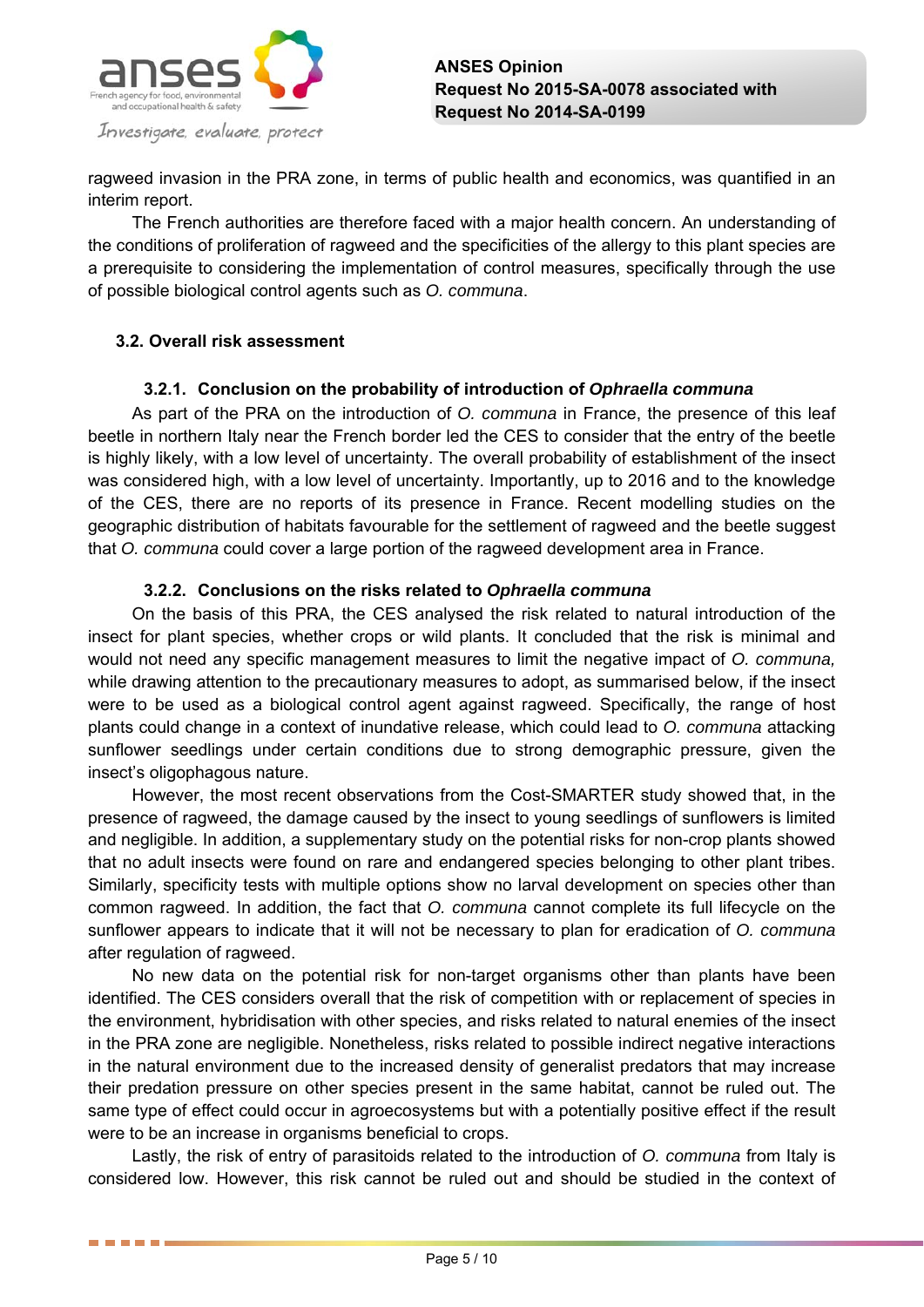ragweed invasion in the PRA zone, in terms of public health and economics, was quantified in an interim report.

The French authorities are therefore faced with a major health concern. An understanding of the conditions of proliferation of ragweed and the specificities of the allergy to this plant species are a prerequisite to considering the implementation of control measures, specifically through the use of possible biological control agents such as *O. communa*.

## 3.2. Overall risk assessment

### 3.2.1. Conclusion on the probability of introduction of *Ophraella communa*

As part of the PRA on the introduction of *O. communa* in France, the presence of this leaf beetle in northern Italy near the French border led the CES to consider that the entry of the beetle is highly likely, with a low level of uncertainty. The overall probability of establishment of the insect was considered high, with a low level of uncertainty. Importantly, up to 2016 and to the knowledge of the CES, there are no reports of its presence in France. Recent modelling studies on the geographic distribution of habitats favourable for the settlement of ragweed and the beetle suggest that *O. communa* could cover a large portion of the ragweed development area in France.

### 3.2.2. Conclusions on the risks related to *Ophraella communa*

On the basis of this PRA, the CES analysed the risk related to natural introduction of the insect for plant species, whether crops or wild plants. It concluded that the risk is minimal and would not need any specific management measures to limit the negative impact of *O. communa,* while drawing attention to the precautionary measures to adopt, as summarised below, if the insect were to be used as a biological control agent against ragweed. Specifically, the range of host plants could change in a context of inundative release, which could lead to *O. communa* attacking sunflower seedlings under certain conditions due to strong demographic pressure, given the insect's oligophagous nature.

However, the most recent observations from the Cost-SMARTER study showed that, in the presence of ragweed, the damage caused by the insect to young seedlings of sunflowers is limited and negligible. In addition, a supplementary study on the potential risks for non-crop plants showed that no adult insects were found on rare and endangered species belonging to other plant tribes. Similarly, specificity tests with multiple options show no larval development on species other than common ragweed. In addition, the fact that *O. communa* cannot complete its full lifecycle on the sunflower appears to indicate that it will not be necessary to plan for eradication of *O. communa* after regulation of ragweed.

No new data on the potential risk for non-target organisms other than plants have been identified. The CES considers overall that the risk of competition with or replacement of species in the environment, hybridisation with other species, and risks related to natural enemies of the insect in the PRA zone are negligible. Nonetheless, risks related to possible indirect negative interactions in the natural environment due to the increased density of generalist predators that may increase their predation pressure on other species present in the same habitat, cannot be ruled out. The same type of effect could occur in agroecosystems but with a potentially positive effect if the result were to be an increase in organisms beneficial to crops.

Lastly, the risk of entry of parasitoids related to the introduction of *O. communa* from Italy is considered low. However, this risk cannot be ruled out and should be studied in the context of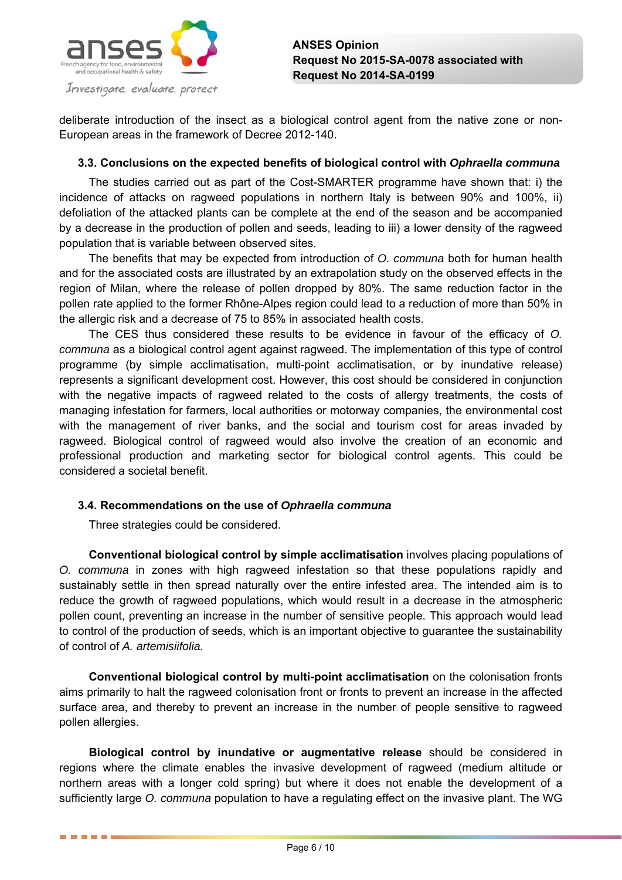deliberate introduction of the insect as a biological control agent from the native zone or non-European areas in the framework of Decree 2012-140.

### 3.3. Conclusions on the expected benefits of biological control with *Ophraella communa*

The studies carried out as part of the Cost-SMARTER programme have shown that: i) the incidence of attacks on ragweed populations in northern Italy is between 90% and 100%, ii) defoliation of the attacked plants can be complete at the end of the season and be accompanied by a decrease in the production of pollen and seeds, leading to iii) a lower density of the ragweed population that is variable between observed sites.

The benefits that may be expected from introduction of *O. communa* both for human health and for the associated costs are illustrated by an extrapolation study on the observed effects in the region of Milan, where the release of pollen dropped by 80%. The same reduction factor in the pollen rate applied to the former Rhône-Alpes region could lead to a reduction of more than 50% in the allergic risk and a decrease of 75 to 85% in associated health costs.

The CES thus considered these results to be evidence in favour of the efficacy of *O. communa* as a biological control agent against ragweed. The implementation of this type of control programme (by simple acclimatisation, multi-point acclimatisation, or by inundative release) represents a significant development cost. However, this cost should be considered in conjunction with the negative impacts of ragweed related to the costs of allergy treatments, the costs of managing infestation for farmers, local authorities or motorway companies, the environmental cost with the management of river banks, and the social and tourism cost for areas invaded by ragweed. Biological control of ragweed would also involve the creation of an economic and professional production and marketing sector for biological control agents. This could be considered a societal benefit.

### 3.4. Recommendations on the use of *Ophraella communa*

Three strategies could be considered.

**Conventional biological control by simple acclimatisation** involves placing populations of *O. communa* in zones with high ragweed infestation so that these populations rapidly and sustainably settle in then spread naturally over the entire infested area. The intended aim is to reduce the growth of ragweed populations, which would result in a decrease in the atmospheric pollen count, preventing an increase in the number of sensitive people. This approach would lead to control of the production of seeds, which is an important objective to guarantee the sustainability of control of *A. artemisiifolia.*

**Conventional biological control by multi-point acclimatisation** on the colonisation fronts aims primarily to halt the ragweed colonisation front or fronts to prevent an increase in the affected surface area, and thereby to prevent an increase in the number of people sensitive to ragweed pollen allergies.

**Biological control by inundative or augmentative release** should be considered in regions where the climate enables the invasive development of ragweed (medium altitude or northern areas with a longer cold spring) but where it does not enable the development of a sufficiently large *O. communa* population to have a regulating effect on the invasive plant. The WG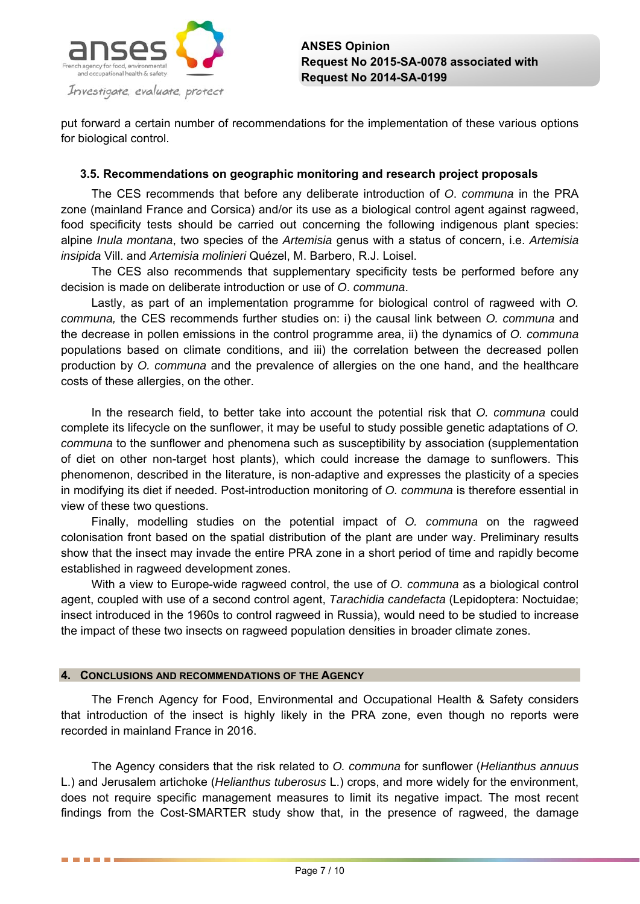put forward a certain number of recommendations for the implementation of these various options for biological control.

### 3.5. Recommendations on geographic monitoring and research project proposals

The CES recommends that before any deliberate introduction of *O. communa* in the PRA zone (mainland France and Corsica) and/or its use as a biological control agent against ragweed, food specificity tests should be carried out concerning the following indigenous plant species: alpine *Inula montana*, two species of the *Artemisia* genus with a status of concern, i.e. *Artemisia insipida* Vill. and *Artemisia molinieri* Quézel, M. Barbero, R.J. Loisel.

The CES also recommends that supplementary specificity tests be performed before any decision is made on deliberate introduction or use of *O. communa*.

Lastly, as part of an implementation programme for biological control of ragweed with *O. communa,* the CES recommends further studies on: i) the causal link between *O. communa* and the decrease in pollen emissions in the control programme area, ii) the dynamics of *O. communa* populations based on climate conditions, and iii) the correlation between the decreased pollen production by *O. communa* and the prevalence of allergies on the one hand, and the healthcare costs of these allergies, on the other.

In the research field, to better take into account the potential risk that *O. communa* could complete its lifecycle on the sunflower, it may be useful to study possible genetic adaptations of *O. communa* to the sunflower and phenomena such as susceptibility by association (supplementation of diet on other non-target host plants), which could increase the damage to sunflowers. This phenomenon, described in the literature, is non-adaptive and expresses the plasticity of a species in modifying its diet if needed. Post-introduction monitoring of *O. communa* is therefore essential in view of these two questions.

Finally, modelling studies on the potential impact of *O. communa* on the ragweed colonisation front based on the spatial distribution of the plant are under way. Preliminary results show that the insect may invade the entire PRA zone in a short period of time and rapidly become established in ragweed development zones.

With a view to Europe-wide ragweed control, the use of *O. communa* as a biological control agent, coupled with use of a second control agent, *Tarachidia candefacta* (Lepidoptera: Noctuidae; insect introduced in the 1960s to control ragweed in Russia), would need to be studied to increase the impact of these two insects on ragweed population densities in broader climate zones.

## 4. CONCLUSIONS AND RECOMMENDATIONS OF THE AGENCY

The French Agency for Food, Environmental and Occupational Health & Safety considers that introduction of the insect is highly likely in the PRA zone, even though no reports were recorded in mainland France in 2016.

The Agency considers that the risk related to *O. communa* for sunflower (*Helianthus annuus* L.) and Jerusalem artichoke (*Helianthus tuberosus* L.) crops, and more widely for the environment, does not require specific management measures to limit its negative impact. The most recent findings from the Cost-SMARTER study show that, in the presence of ragweed, the damage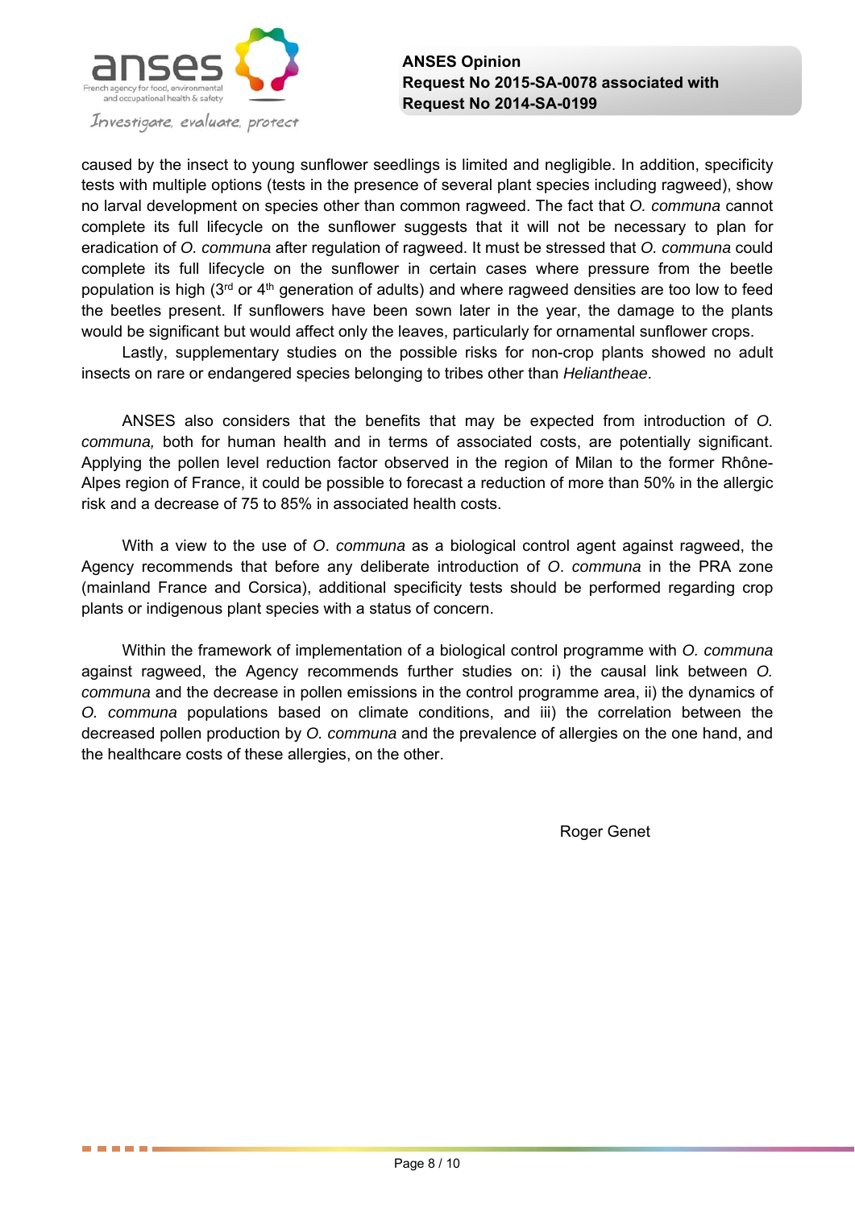caused by the insect to young sunflower seedlings is limited and negligible. In addition, specificity tests with multiple options (tests in the presence of several plant species including ragweed), show no larval development on species other than common ragweed. The fact that *O. communa* cannot complete its full lifecycle on the sunflower suggests that it will not be necessary to plan for eradication of *O. communa* after regulation of ragweed. It must be stressed that *O. communa* could complete its full lifecycle on the sunflower in certain cases where pressure from the beetle population is high (3rd or 4th generation of adults) and where ragweed densities are too low to feed the beetles present. If sunflowers have been sown later in the year, the damage to the plants would be significant but would affect only the leaves, particularly for ornamental sunflower crops.

Lastly, supplementary studies on the possible risks for non-crop plants showed no adult insects on rare or endangered species belonging to tribes other than *Heliantheae*.

ANSES also considers that the benefits that may be expected from introduction of *O. communa,* both for human health and in terms of associated costs, are potentially significant. Applying the pollen level reduction factor observed in the region of Milan to the former Rhône-Alpes region of France, it could be possible to forecast a reduction of more than 50% in the allergic risk and a decrease of 75 to 85% in associated health costs.

With a view to the use of *O. communa* as a biological control agent against ragweed, the Agency recommends that before any deliberate introduction of *O. communa* in the PRA zone (mainland France and Corsica), additional specificity tests should be performed regarding crop plants or indigenous plant species with a status of concern.

Within the framework of implementation of a biological control programme with *O. communa* against ragweed, the Agency recommends further studies on: i) the causal link between *O. communa* and the decrease in pollen emissions in the control programme area, ii) the dynamics of *O. communa* populations based on climate conditions, and iii) the correlation between the decreased pollen production by *O. communa* and the prevalence of allergies on the one hand, and the healthcare costs of these allergies, on the other.

Roger Genet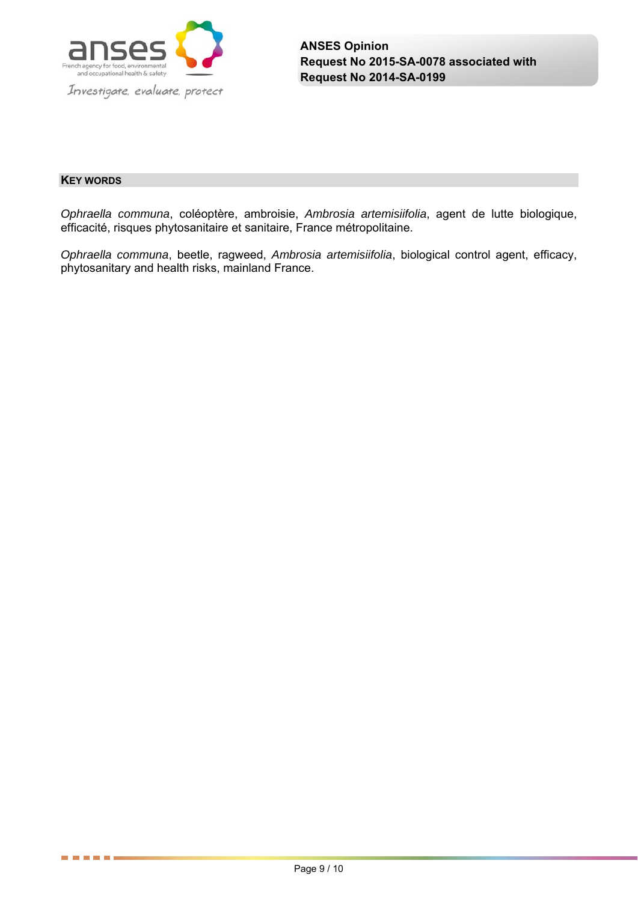## KEY WORDS

*Ophraella communa*, coléoptère, ambroisie, *Ambrosia artemisiifolia*, agent de lutte biologique, efficacité, risques phytosanitaire et sanitaire, France métropolitaine.

*Ophraella communa*, beetle, ragweed, *Ambrosia artemisiifolia*, biological control agent, efficacy, phytosanitary and health risks, mainland France.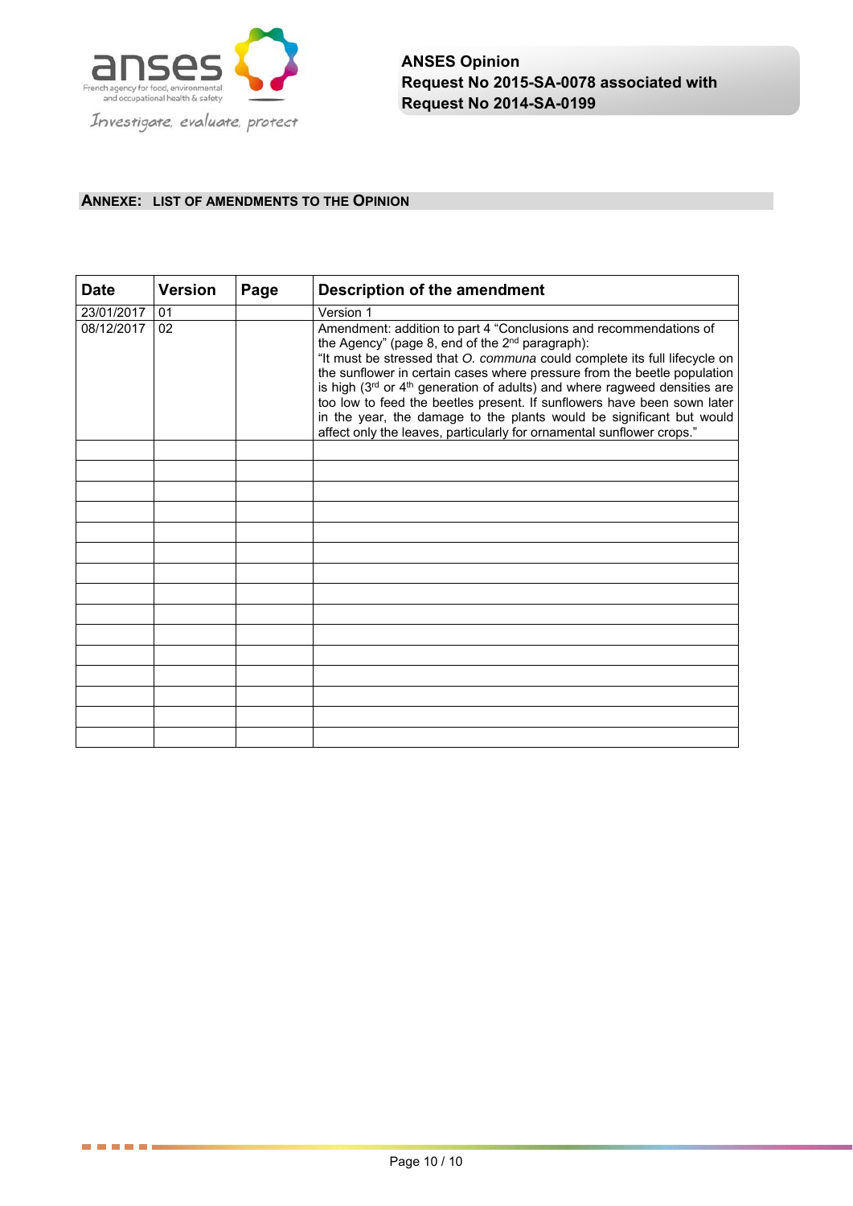## ANNEXE: LIST OF AMENDMENTS TO THE OPINION

| Date | Version | Page | Description of the amendment |
|---|---|---|---|
| 23/01/2017 | 01 | | Version 1 |
| 08/12/2017 | 02 | | Amendment: addition to part 4 "Conclusions and recommendations of the Agency" (page 8, end of the 2nd paragraph):<br>"It must be stressed that *O. communa* could complete its full lifecycle on the sunflower in certain cases where pressure from the beetle population is high (3rd or 4th generation of adults) and where ragweed densities are too low to feed the beetles present. If sunflowers have been sown later in the year, the damage to the plants would be significant but would affect only the leaves, particularly for ornamental sunflower crops." |
| | | | |
| | | | |
| | | | |
| | | | |
| | | | |
| | | | |
| | | | |
| | | | |
| | | | |
| | | | |
| | | | |
| | | | |
| | | | |
| | | | |
| | | | |